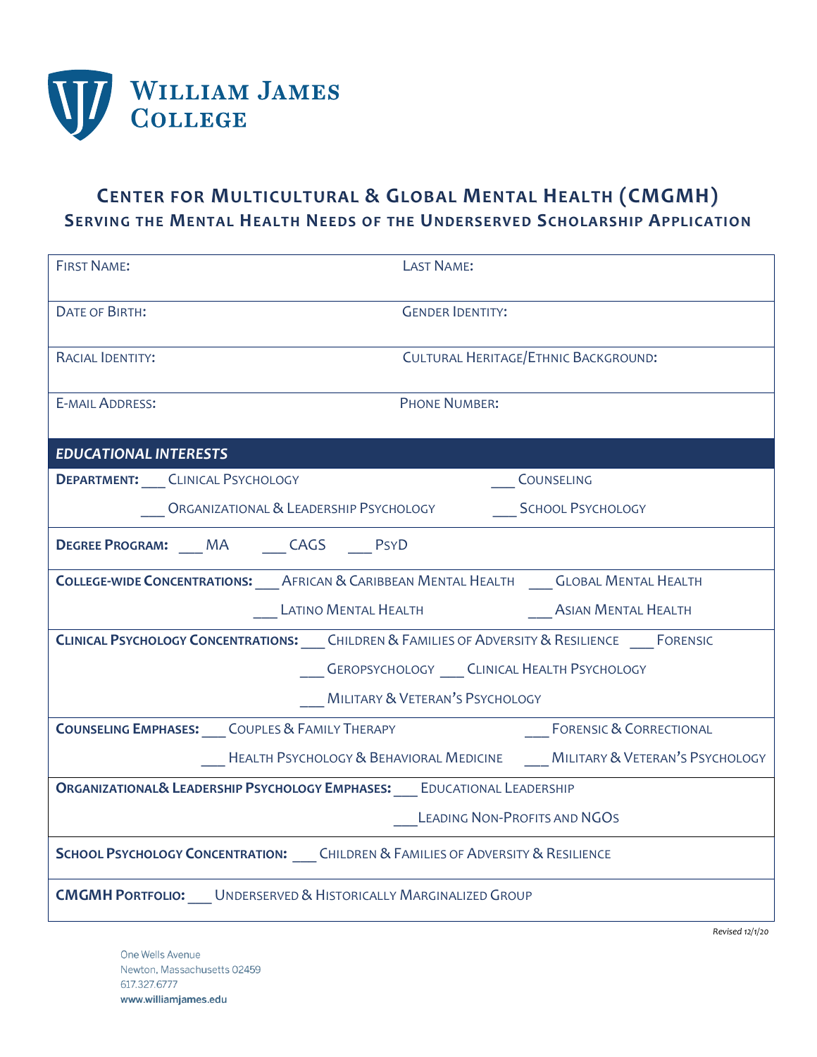WILLIAM JAMES COLLEGE

# CENTER FOR MULTICULTURAL & GLOBAL MENTAL HEALTH (CMGMH)

## SERVING THE MENTAL HEALTH NEEDS OF THE UNDERSERVED SCHOLARSHIP APPLICATION

| FIRST NAME: | LAST NAME: |
|---|---|
| DATE OF BIRTH: | GENDER IDENTITY: |
| RACIAL IDENTITY: | CULTURAL HERITAGE/ETHNIC BACKGROUND: |
| E-MAIL ADDRESS: | PHONE NUMBER: |

***EDUCATIONAL INTERESTS***

**DEPARTMENT:** ___ CLINICAL PSYCHOLOGY ___ COUNSELING ___ ORGANIZATIONAL & LEADERSHIP PSYCHOLOGY ___ SCHOOL PSYCHOLOGY

**DEGREE PROGRAM:** ___ MA ___ CAGS ___ PSYD

**COLLEGE-WIDE CONCENTRATIONS:** ___ AFRICAN & CARIBBEAN MENTAL HEALTH ___ GLOBAL MENTAL HEALTH ___ LATINO MENTAL HEALTH ___ ASIAN MENTAL HEALTH

**CLINICAL PSYCHOLOGY CONCENTRATIONS:** ___ CHILDREN & FAMILIES OF ADVERSITY & RESILIENCE ___ FORENSIC ___ GEROPSYCHOLOGY ___ CLINICAL HEALTH PSYCHOLOGY ___ MILITARY & VETERAN'S PSYCHOLOGY

**COUNSELING EMPHASES:** ___ COUPLES & FAMILY THERAPY ___ FORENSIC & CORRECTIONAL ___ HEALTH PSYCHOLOGY & BEHAVIORAL MEDICINE ___ MILITARY & VETERAN'S PSYCHOLOGY

**ORGANIZATIONAL& LEADERSHIP PSYCHOLOGY EMPHASES:** ___ EDUCATIONAL LEADERSHIP ___ LEADING NON-PROFITS AND NGOS

**SCHOOL PSYCHOLOGY CONCENTRATION:** ___ CHILDREN & FAMILIES OF ADVERSITY & RESILIENCE

**CMGMH PORTFOLIO:** ___ UNDERSERVED & HISTORICALLY MARGINALIZED GROUP

*Revised 12/1/20*

One Wells Avenue
Newton, Massachusetts 02459
617.327.6777
www.williamjames.edu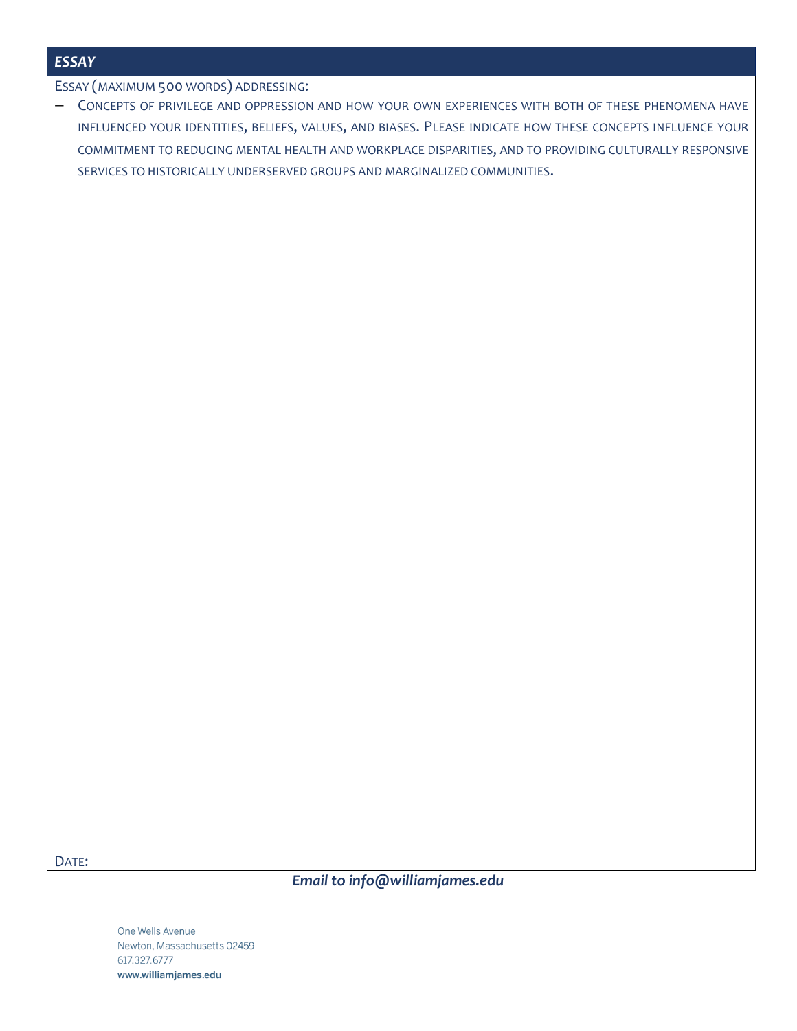## *ESSAY*

Essay (maximum 500 words) addressing:

- Concepts of privilege and oppression and how your own experiences with both of these phenomena have influenced your identities, beliefs, values, and biases. Please indicate how these concepts influence your commitment to reducing mental health and workplace disparities, and to providing culturally responsive services to historically underserved groups and marginalized communities.

Date:

***Email to info@williamjames.edu***

One Wells Avenue
Newton, Massachusetts 02459
617.327.6777
**www.williamjames.edu**